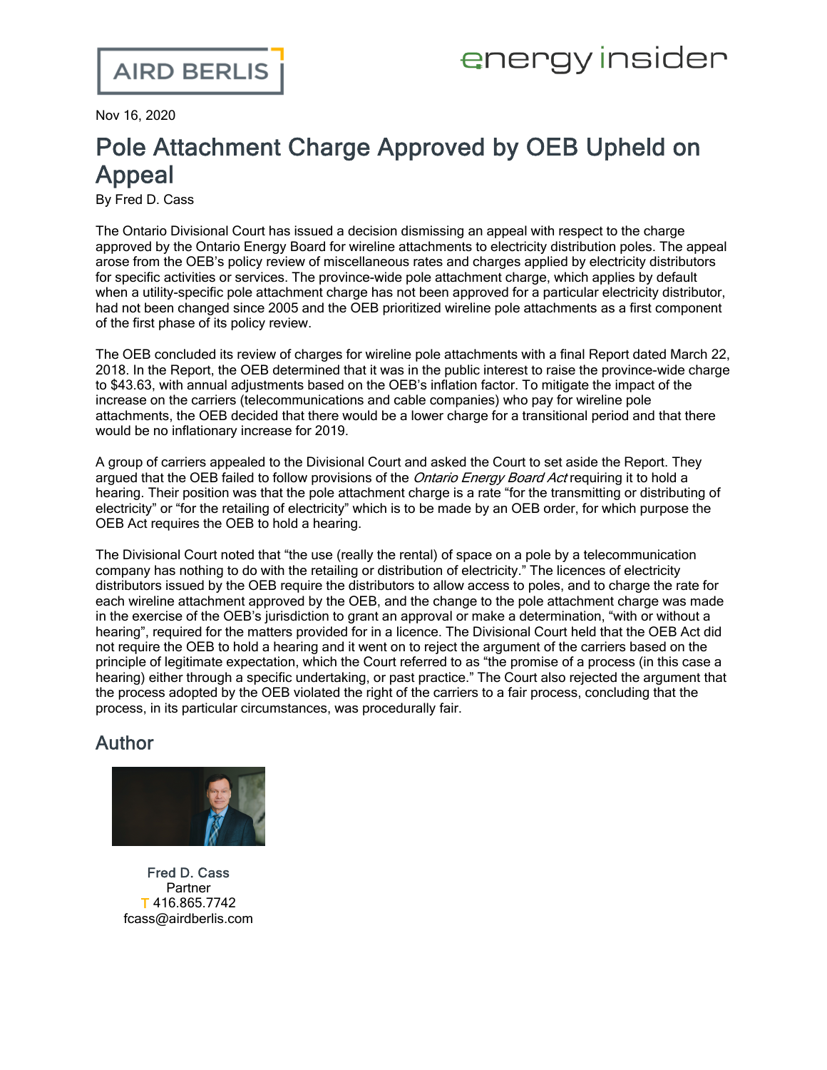AIRD BERLIS

energy insider

Nov 16, 2020

# Pole Attachment Charge Approved by OEB Upheld on Appeal

By Fred D. Cass

The Ontario Divisional Court has issued a decision dismissing an appeal with respect to the charge approved by the Ontario Energy Board for wireline attachments to electricity distribution poles. The appeal arose from the OEB's policy review of miscellaneous rates and charges applied by electricity distributors for specific activities or services. The province-wide pole attachment charge, which applies by default when a utility-specific pole attachment charge has not been approved for a particular electricity distributor, had not been changed since 2005 and the OEB prioritized wireline pole attachments as a first component of the first phase of its policy review.

The OEB concluded its review of charges for wireline pole attachments with a final Report dated March 22, 2018. In the Report, the OEB determined that it was in the public interest to raise the province-wide charge to $43.63, with annual adjustments based on the OEB's inflation factor. To mitigate the impact of the increase on the carriers (telecommunications and cable companies) who pay for wireline pole attachments, the OEB decided that there would be a lower charge for a transitional period and that there would be no inflationary increase for 2019.

A group of carriers appealed to the Divisional Court and asked the Court to set aside the Report. They argued that the OEB failed to follow provisions of the *Ontario Energy Board Act* requiring it to hold a hearing. Their position was that the pole attachment charge is a rate "for the transmitting or distributing of electricity" or "for the retailing of electricity" which is to be made by an OEB order, for which purpose the OEB Act requires the OEB to hold a hearing.

The Divisional Court noted that "the use (really the rental) of space on a pole by a telecommunication company has nothing to do with the retailing or distribution of electricity." The licences of electricity distributors issued by the OEB require the distributors to allow access to poles, and to charge the rate for each wireline attachment approved by the OEB, and the change to the pole attachment charge was made in the exercise of the OEB's jurisdiction to grant an approval or make a determination, "with or without a hearing", required for the matters provided for in a licence. The Divisional Court held that the OEB Act did not require the OEB to hold a hearing and it went on to reject the argument of the carriers based on the principle of legitimate expectation, which the Court referred to as "the promise of a process (in this case a hearing) either through a specific undertaking, or past practice." The Court also rejected the argument that the process adopted by the OEB violated the right of the carriers to a fair process, concluding that the process, in its particular circumstances, was procedurally fair.

## Author

Fred D. Cass
Partner
T 416.865.7742
fcass@airdberlis.com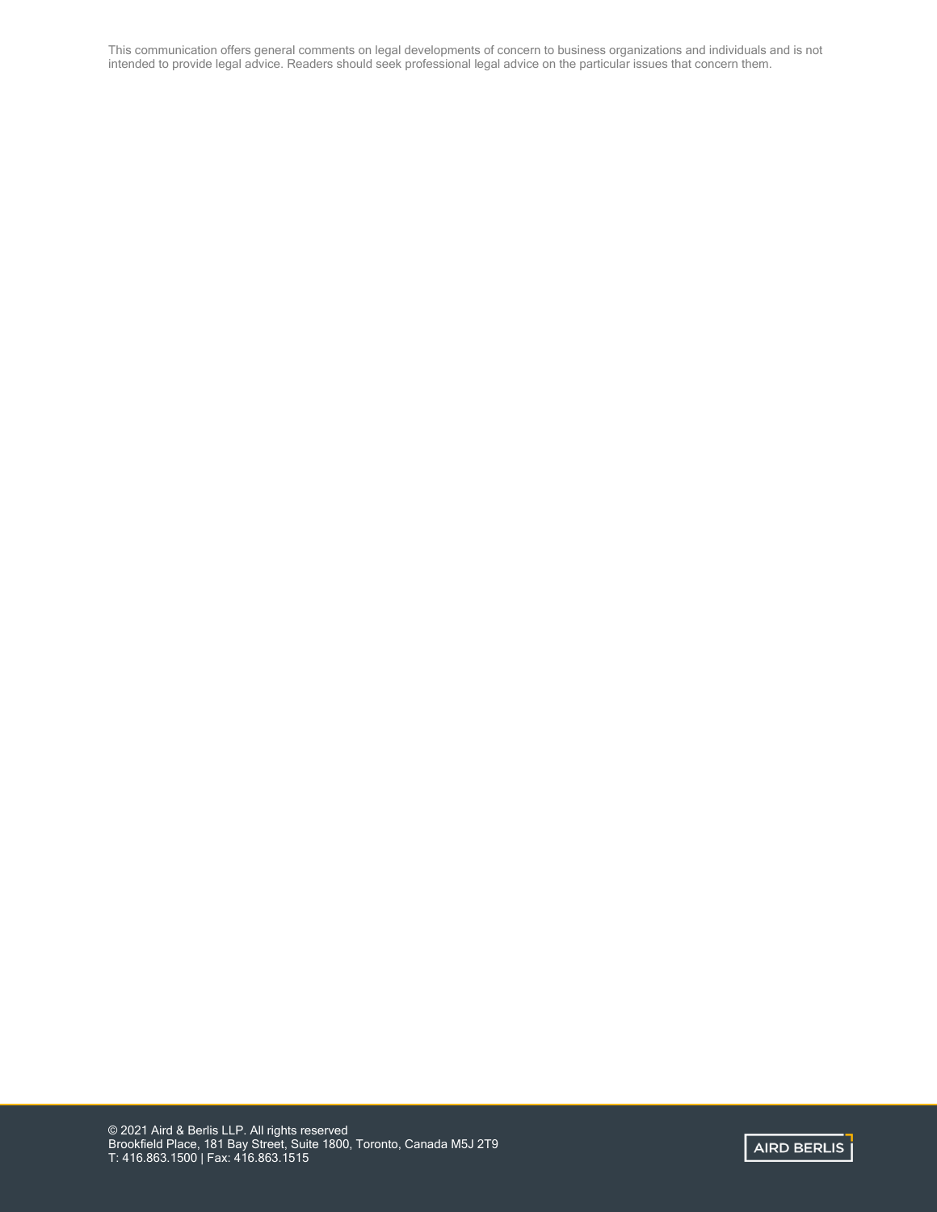This communication offers general comments on legal developments of concern to business organizations and individuals and is not intended to provide legal advice. Readers should seek professional legal advice on the particular issues that concern them.

© 2021 Aird & Berlis LLP. All rights reserved
Brookfield Place, 181 Bay Street, Suite 1800, Toronto, Canada M5J 2T9
T: 416.863.1500 | Fax: 416.863.1515

AIRD BERLIS